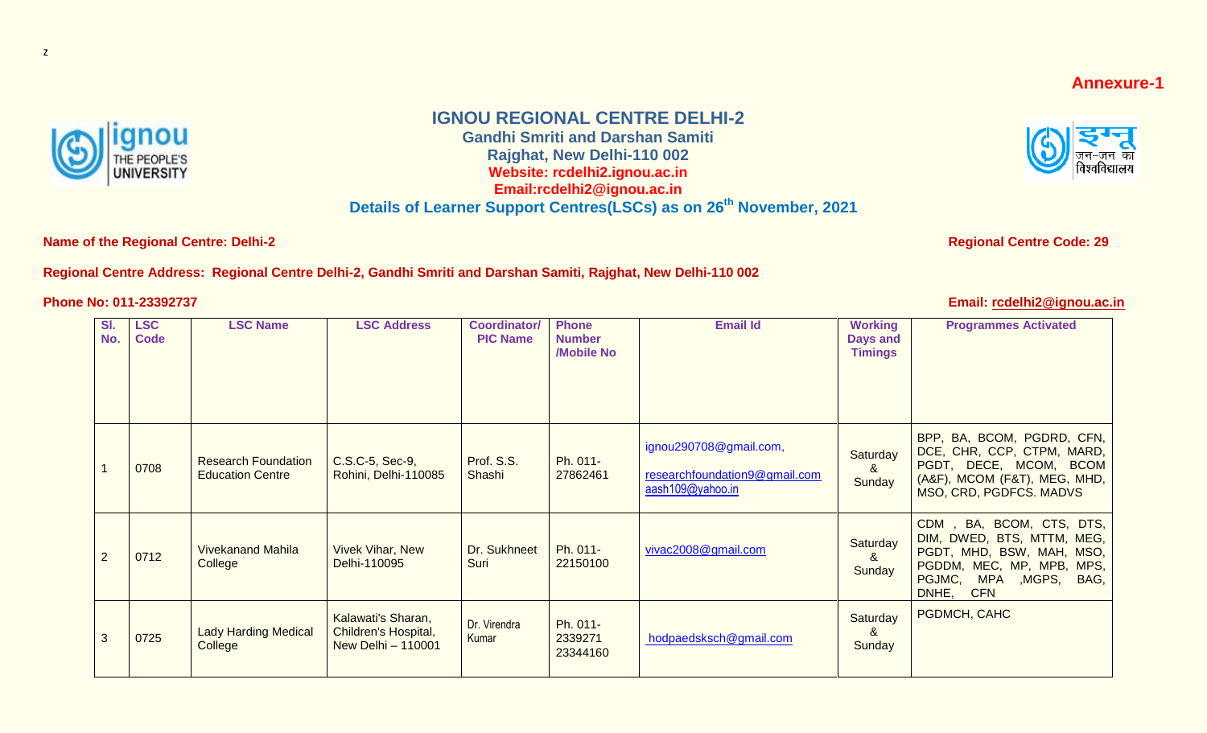z

**Annexure-1**

# IGNOU REGIONAL CENTRE DELHI-2

**Gandhi Smriti and Darshan Samiti**
**Rajghat, New Delhi-110 002**
**Website: rcdelhi2.ignou.ac.in**
**Email:rcdelhi2@ignou.ac.in**

## Details of Learner Support Centres(LSCs) as on 26th November, 2021

**Name of the Regional Centre: Delhi-2** **Regional Centre Code: 29**

**Regional Centre Address: Regional Centre Delhi-2, Gandhi Smriti and Darshan Samiti, Rajghat, New Delhi-110 002**

**Phone No: 011-23392737** **Email: rcdelhi2@ignou.ac.in**

| Sl. No. | LSC Code | LSC Name | LSC Address | Coordinator/ PIC Name | Phone Number /Mobile No | Email Id | Working Days and Timings | Programmes Activated |
|---|---|---|---|---|---|---|---|---|
| 1 | 0708 | Research Foundation Education Centre | C.S.C-5, Sec-9, Rohini, Delhi-110085 | Prof. S.S. Shashi | Ph. 011-27862461 | ignou290708@gmail.com, researchfoundation9@gmail.com aash109@yahoo.in | Saturday & Sunday | BPP, BA, BCOM, PGDRD, CFN, DCE, CHR, CCP, CTPM, MARD, PGDT, DECE, MCOM, BCOM (A&F), MCOM (F&T), MEG, MHD, MSO, CRD, PGDFCS. MADVS |
| 2 | 0712 | Vivekanand Mahila College | Vivek Vihar, New Delhi-110095 | Dr. Sukhneet Suri | Ph. 011-22150100 | vivac2008@gmail.com | Saturday & Sunday | CDM , BA, BCOM, CTS, DTS, DIM, DWED, BTS, MTTM, MEG, PGDT, MHD, BSW, MAH, MSO, PGDDM, MEC, MP, MPB, MPS, PGJMC, MPA ,MGPS, BAG, DNHE, CFN |
| 3 | 0725 | Lady Harding Medical College | Kalawati's Sharan, Children's Hospital, New Delhi – 110001 | Dr. Virendra Kumar | Ph. 011-2339271 23344160 | hodpaedsksch@gmail.com | Saturday & Sunday | PGDMCH, CAHC |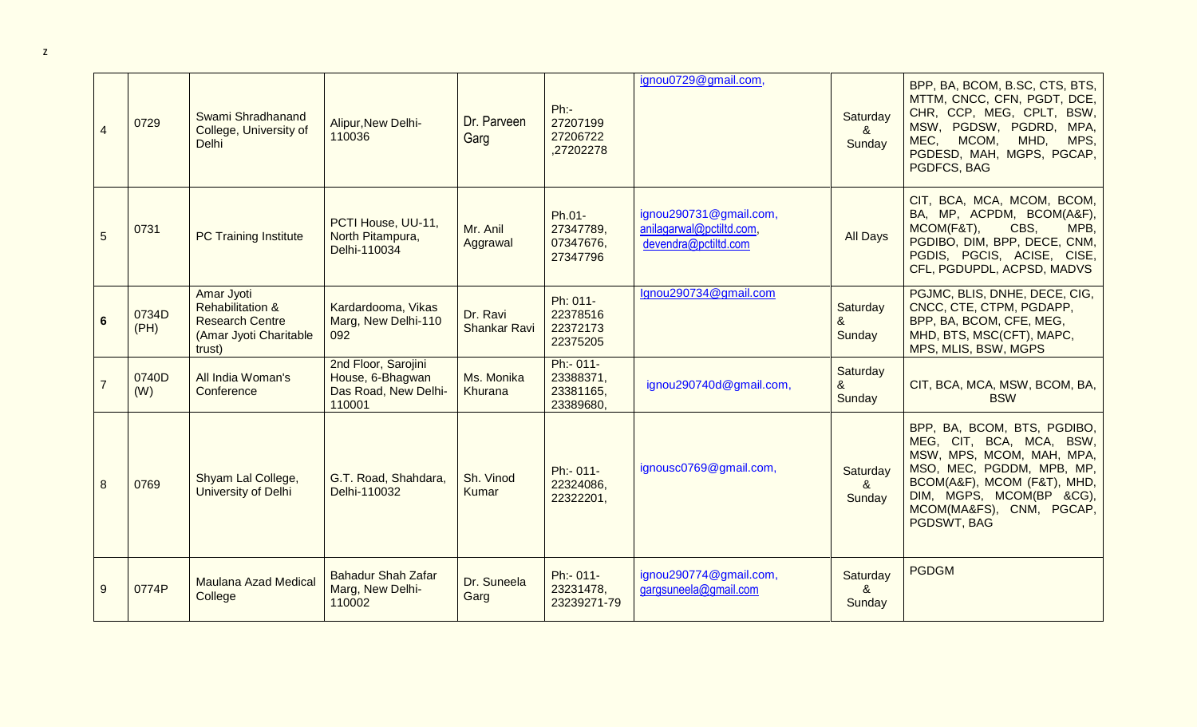z

| 4 | 0729 | Swami Shradhanand College, University of Delhi | Alipur,New Delhi-110036 | Dr. Parveen Garg | Ph:- 27207199 27206722 ,27202278 | ignou0729@gmail.com, | Saturday & Sunday | BPP, BA, BCOM, B.SC, CTS, BTS, MTTM, CNCC, CFN, PGDT, DCE, CHR, CCP, MEG, CPLT, BSW, MSW, PGDSW, PGDRD, MPA, MEC, MCOM, MHD, MPS, PGDESD, MAH, MGPS, PGCAP, PGDFCS, BAG |
|---|---|---|---|---|---|---|---|---|
| 5 | 0731 | PC Training Institute | PCTI House, UU-11, North Pitampura, Delhi-110034 | Mr. Anil Aggrawal | Ph.01-27347789, 07347676, 27347796 | ignou290731@gmail.com, anilagarwal@pctiltd.com, devendra@pctiltd.com | All Days | CIT, BCA, MCA, MCOM, BCOM, BA, MP, ACPDM, BCOM(A&F), MCOM(F&T), CBS, MPB, PGDIBO, DIM, BPP, DECE, CNM, PGDIS, PGCIS, ACISE, CISE, CFL, PGDUPDL, ACPSD, MADVS |
| **6** | 0734D (PH) | Amar Jyoti Rehabilitation & Research Centre (Amar Jyoti Charitable trust) | Kardardooma, Vikas Marg, New Delhi-110 092 | Dr. Ravi Shankar Ravi | Ph: 011-22378516 22372173 22375205 | Ignou290734@gmail.com | Saturday & Sunday | PGJMC, BLIS, DNHE, DECE, CIG, CNCC, CTE, CTPM, PGDAPP, BPP, BA, BCOM, CFE, MEG, MHD, BTS, MSC(CFT), MAPC, MPS, MLIS, BSW, MGPS |
| 7 | 0740D (W) | All India Woman's Conference | 2nd Floor, Sarojini House, 6-Bhagwan Das Road, New Delhi-110001 | Ms. Monika Khurana | Ph:- 011-23388371, 23381165, 23389680, | ignou290740d@gmail.com, | Saturday & Sunday | CIT, BCA, MCA, MSW, BCOM, BA, BSW |
| 8 | 0769 | Shyam Lal College, University of Delhi | G.T. Road, Shahdara, Delhi-110032 | Sh. Vinod Kumar | Ph:- 011-22324086, 22322201, | ignousc0769@gmail.com, | Saturday & Sunday | BPP, BA, BCOM, BTS, PGDIBO, MEG, CIT, BCA, MCA, BSW, MSW, MPS, MCOM, MAH, MPA, MSO, MEC, PGDDM, MPB, MP, BCOM(A&F), MCOM (F&T), MHD, DIM, MGPS, MCOM(BP &CG), MCOM(MA&FS), CNM, PGCAP, PGDSWT, BAG |
| 9 | 0774P | Maulana Azad Medical College | Bahadur Shah Zafar Marg, New Delhi-110002 | Dr. Suneela Garg | Ph:- 011-23231478, 23239271-79 | ignou290774@gmail.com, gargsuneela@gmail.com | Saturday & Sunday | PGDGM |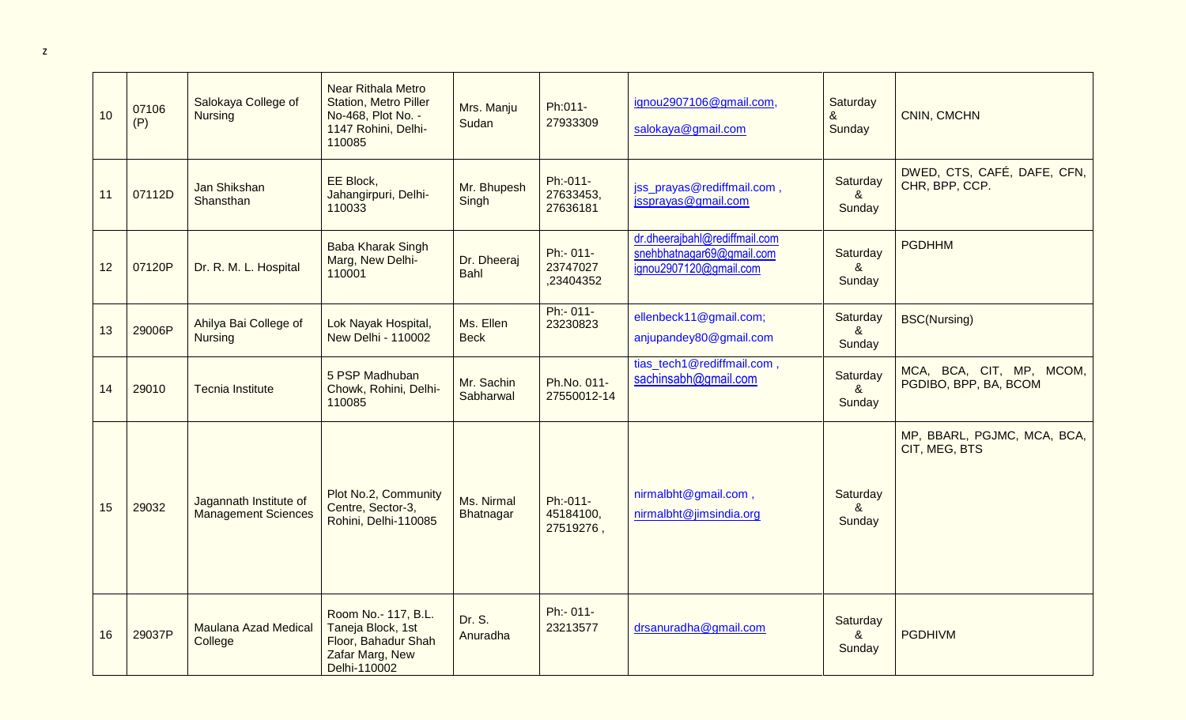z

| 10 | 07106 (P) | Salokaya College of Nursing | Near Rithala Metro Station, Metro Piller No-468, Plot No. - 1147 Rohini, Delhi-110085 | Mrs. Manju Sudan | Ph:011-27933309 | ignou2907106@gmail.com, salokaya@gmail.com | Saturday & Sunday | CNIN, CMCHN |
|---|---|---|---|---|---|---|---|---|
| 11 | 07112D | Jan Shikshan Shansthan | EE Block, Jahangirpuri, Delhi-110033 | Mr. Bhupesh Singh | Ph:-011-27633453, 27636181 | jss_prayas@rediffmail.com , jssprayas@gmail.com | Saturday & Sunday | DWED, CTS, CAFÉ, DAFE, CFN, CHR, BPP, CCP. |
| 12 | 07120P | Dr. R. M. L. Hospital | Baba Kharak Singh Marg, New Delhi-110001 | Dr. Dheeraj Bahl | Ph:- 011-23747027 ,23404352 | dr.dheerajbahl@rediffmail.com snehbhatnagar69@gmail.com ignou2907120@gmail.com | Saturday & Sunday | PGDHHM |
| 13 | 29006P | Ahilya Bai College of Nursing | Lok Nayak Hospital, New Delhi - 110002 | Ms. Ellen Beck | Ph:- 011-23230823 | ellenbeck11@gmail.com; anjupandey80@gmail.com | Saturday & Sunday | BSC(Nursing) |
| 14 | 29010 | Tecnia Institute | 5 PSP Madhuban Chowk, Rohini, Delhi-110085 | Mr. Sachin Sabharwal | Ph.No. 011-27550012-14 | tias_tech1@rediffmail.com , sachinsabh@gmail.com | Saturday & Sunday | MCA, BCA, CIT, MP, MCOM, PGDIBO, BPP, BA, BCOM |
| 15 | 29032 | Jagannath Institute of Management Sciences | Plot No.2, Community Centre, Sector-3, Rohini, Delhi-110085 | Ms. Nirmal Bhatnagar | Ph:-011-45184100, 27519276 , | nirmalbht@gmail.com , nirmalbht@jimsindia.org | Saturday & Sunday | MP, BBARL, PGJMC, MCA, BCA, CIT, MEG, BTS |
| 16 | 29037P | Maulana Azad Medical College | Room No.- 117, B.L. Taneja Block, 1st Floor, Bahadur Shah Zafar Marg, New Delhi-110002 | Dr. S. Anuradha | Ph:- 011-23213577 | drsanuradha@gmail.com | Saturday & Sunday | PGDHIVM |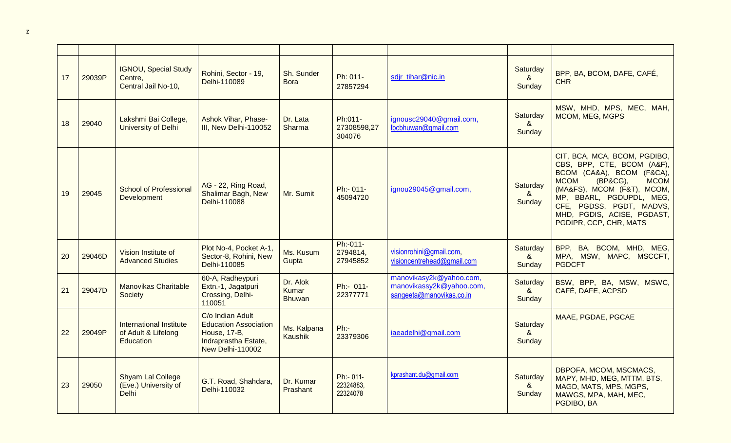z

| | | | | | | | | |
|---|---|---|---|---|---|---|---|---|
| 17 | 29039P | IGNOU, Special Study Centre, Central Jail No-10, | Rohini, Sector - 19, Delhi-110089 | Sh. Sunder Bora | Ph: 011-27857294 | sdjr_tihar@nic.in | Saturday & Sunday | BPP, BA, BCOM, DAFE, CAFÉ, CHR |
| 18 | 29040 | Lakshmi Bai College, University of Delhi | Ashok Vihar, Phase-III, New Delhi-110052 | Dr. Lata Sharma | Ph:011-27308598,27304076 | ignousc29040@gmail.com, lbcbhuwan@gmail.com | Saturday & Sunday | MSW, MHD, MPS, MEC, MAH, MCOM, MEG, MGPS |
| 19 | 29045 | School of Professional Development | AG - 22, Ring Road, Shalimar Bagh, New Delhi-110088 | Mr. Sumit | Ph:- 011-45094720 | ignou29045@gmail.com, | Saturday & Sunday | CIT, BCA, MCA, BCOM, PGDIBO, CBS, BPP, CTE, BCOM (A&F), BCOM (CA&A), BCOM (F&CA), MCOM (BP&CG), MCOM (MA&FS), MCOM (F&T), MCOM, MP, BBARL, PGDUPDL, MEG, CFE, PGDSS, PGDT, MADVS, MHD, PGDIS, ACISE, PGDAST, PGDIPR, CCP, CHR, MATS |
| 20 | 29046D | Vision Institute of Advanced Studies | Plot No-4, Pocket A-1, Sector-8, Rohini, New Delhi-110085 | Ms. Kusum Gupta | Ph:-011-2794814, 27945852 | visionrohini@gmail.com, visioncentrehead@gmail.com | Saturday & Sunday | BPP, BA, BCOM, MHD, MEG, MPA, MSW, MAPC, MSCCFT, PGDCFT |
| 21 | 29047D | Manovikas Charitable Society | 60-A, Radheypuri Extn.-1, Jagatpuri Crossing, Delhi-110051 | Dr. Alok Kumar Bhuwan | Ph:- 011-22377771 | manovikasy2k@yahoo.com, manovikassy2k@yahoo.com, sangeeta@manovikas.co.in | Saturday & Sunday | BSW, BPP, BA, MSW, MSWC, CAFÉ, DAFE, ACPSD |
| 22 | 29049P | International Institute of Adult & Lifelong Education | C/o Indian Adult Education Association House, 17-B, Indraprastha Estate, New Delhi-110002 | Ms. Kalpana Kaushik | Ph:-23379306 | iaeadelhi@gmail.com | Saturday & Sunday | MAAE, PGDAE, PGCAE |
| 23 | 29050 | Shyam Lal College (Eve.) University of Delhi | G.T. Road, Shahdara, Delhi-110032 | Dr. Kumar Prashant | Ph:- 011-22324883, 22324078 | kprashant.du@gmail.com | Saturday & Sunday | DBPOFA, MCOM, MSCMACS, MAPY, MHD, MEG, MTTM, BTS, MAGD, MATS, MPS, MGPS, MAWGS, MPA, MAH, MEC, PGDIBO, BA |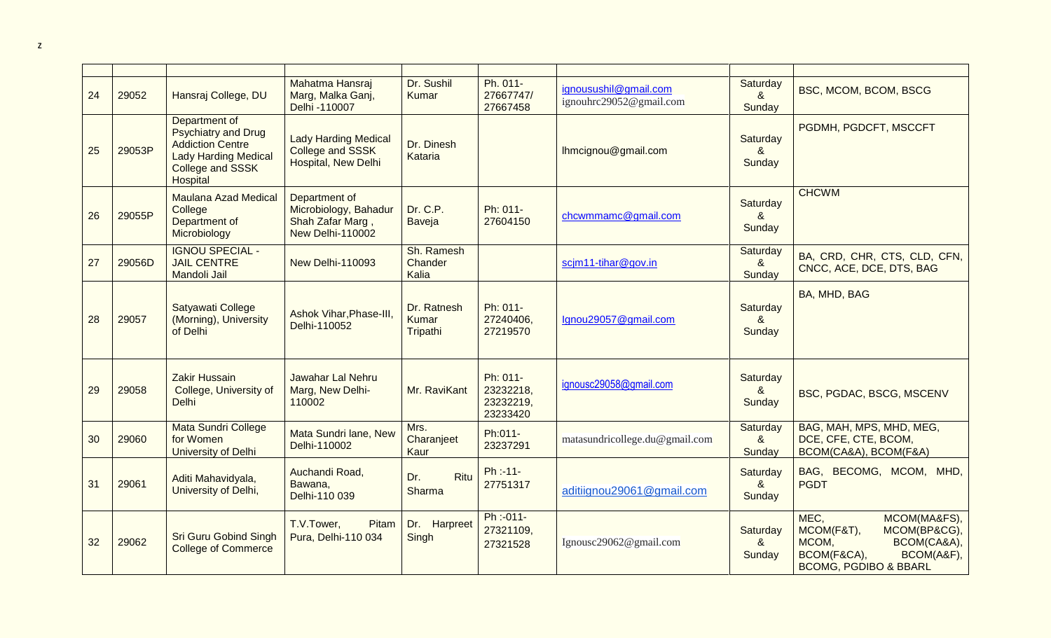z

| | | | | | | | | |
|---|---|---|---|---|---|---|---|---|
| 24 | 29052 | Hansraj College, DU | Mahatma Hansraj Marg, Malka Ganj, Delhi -110007 | Dr. Sushil Kumar | Ph. 011-27667747/ 27667458 | ignousushil@gmail.com ignouhrc29052@gmail.com | Saturday & Sunday | BSC, MCOM, BCOM, BSCG |
| 25 | 29053P | Department of Psychiatry and Drug Addiction Centre Lady Harding Medical College and SSSK Hospital | Lady Harding Medical College and SSSK Hospital, New Delhi | Dr. Dinesh Kataria | | lhmcignou@gmail.com | Saturday & Sunday | PGDMH, PGDCFT, MSCCFT |
| 26 | 29055P | Maulana Azad Medical College Department of Microbiology | Department of Microbiology, Bahadur Shah Zafar Marg , New Delhi-110002 | Dr. C.P. Baveja | Ph: 011-27604150 | chcwmmamc@gmail.com | Saturday & Sunday | CHCWM |
| 27 | 29056D | IGNOU SPECIAL - JAIL CENTRE Mandoli Jail | New Delhi-110093 | Sh. Ramesh Chander Kalia | | scjm11-tihar@gov.in | Saturday & Sunday | BA, CRD, CHR, CTS, CLD, CFN, CNCC, ACE, DCE, DTS, BAG |
| 28 | 29057 | Satyawati College (Morning), University of Delhi | Ashok Vihar,Phase-III, Delhi-110052 | Dr. Ratnesh Kumar Tripathi | Ph: 011-27240406, 27219570 | Ignou29057@gmail.com | Saturday & Sunday | BA, MHD, BAG |
| 29 | 29058 | Zakir Hussain College, University of Delhi | Jawahar Lal Nehru Marg, New Delhi-110002 | Mr. RaviKant | Ph: 011-23232218, 23232219, 23233420 | ignousc29058@gmail.com | Saturday & Sunday | BSC, PGDAC, BSCG, MSCENV |
| 30 | 29060 | Mata Sundri College for Women University of Delhi | Mata Sundri lane, New Delhi-110002 | Mrs. Charanjeet Kaur | Ph:011-23237291 | matasundricollege.du@gmail.com | Saturday & Sunday | BAG, MAH, MPS, MHD, MEG, DCE, CFE, CTE, BCOM, BCOM(CA&A), BCOM(F&A) |
| 31 | 29061 | Aditi Mahavidyala, University of Delhi, | Auchandi Road, Bawana, Delhi-110 039 | Dr. Ritu Sharma | Ph :-11-27751317 | aditiignou29061@gmail.com | Saturday & Sunday | BAG, BECOMG, MCOM, MHD, PGDT |
| 32 | 29062 | Sri Guru Gobind Singh College of Commerce | T.V.Tower, Pitam Pura, Delhi-110 034 | Dr. Harpreet Singh | Ph :-011-27321109, 27321528 | Ignousc29062@gmail.com | Saturday & Sunday | MEC, MCOM(MA&FS), MCOM(F&T), MCOM(BP&CG), MCOM, BCOM(CA&A), BCOM(F&CA), BCOM(A&F), BCOMG, PGDIBO & BBARL |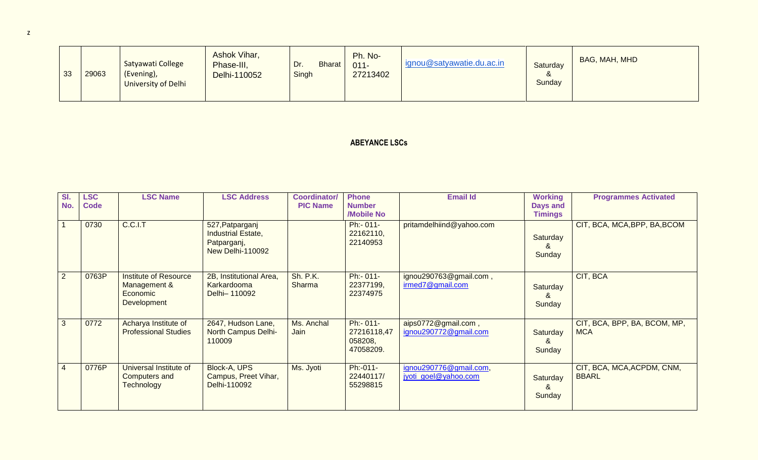z

| 33 | 29063 | Satyawati College (Evening), University of Delhi | Ashok Vihar, Phase-III, Delhi-110052 | Dr. Bharat Singh | Ph. No- 011- 27213402 | ignou@satyawatie.du.ac.in | Saturday & Sunday | BAG, MAH, MHD |
|---|---|---|---|---|---|---|---|---|

**ABEYANCE LSCs**

| Sl. No. | LSC Code | LSC Name | LSC Address | Coordinator/ PIC Name | Phone Number /Mobile No | Email Id | Working Days and Timings | Programmes Activated |
|---|---|---|---|---|---|---|---|---|
| 1 | 0730 | C.C.I.T | 527,Patparganj Industrial Estate, Patparganj, New Delhi-110092 | | Ph:- 011- 22162110, 22140953 | pritamdelhiind@yahoo.com | Saturday & Sunday | CIT, BCA, MCA,BPP, BA,BCOM |
| 2 | 0763P | Institute of Resource Management & Economic Development | 2B, Institutional Area, Karkardooma Delhi– 110092 | Sh. P.K. Sharma | Ph:- 011- 22377199, 22374975 | ignou290763@gmail.com , irmed7@gmail.com | Saturday & Sunday | CIT, BCA |
| 3 | 0772 | Acharya Institute of Professional Studies | 2647, Hudson Lane, North Campus Delhi- 110009 | Ms. Anchal Jain | Ph:- 011- 27216118,47 058208, 47058209. | aips0772@gmail.com , ignou290772@gmail.com | Saturday & Sunday | CIT, BCA, BPP, BA, BCOM, MP, MCA |
| 4 | 0776P | Universal Institute of Computers and Technology | Block-A, UPS Campus, Preet Vihar, Delhi-110092 | Ms. Jyoti | Ph:-011- 22440117/ 55298815 | ignou290776@gmail.com, jyoti_goel@yahoo.com | Saturday & Sunday | CIT, BCA, MCA,ACPDM, CNM, BBARL |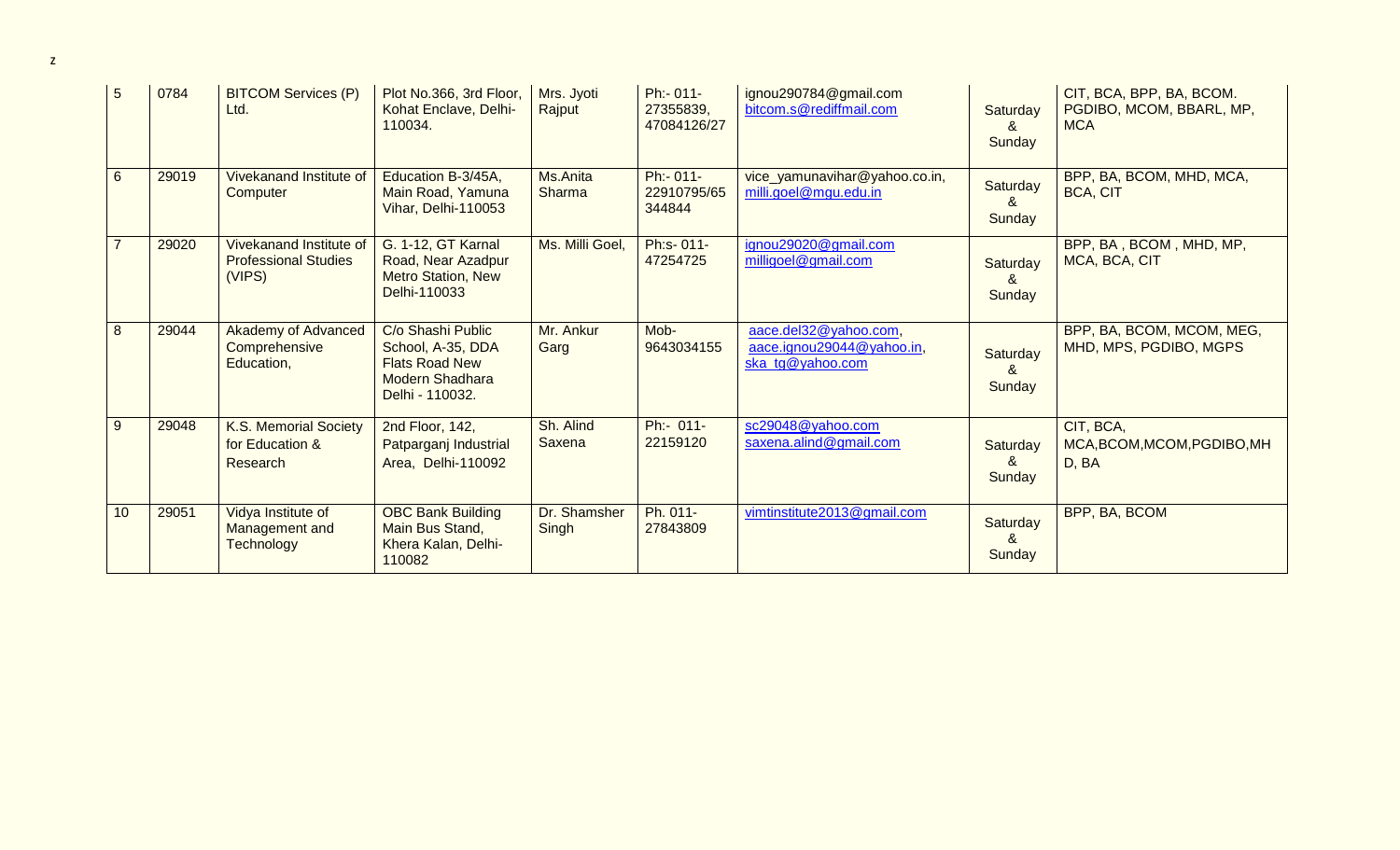z

| | | | | | | | | |
|---|---|---|---|---|---|---|---|---|
| 5 | 0784 | BITCOM Services (P) Ltd. | Plot No.366, 3rd Floor, Kohat Enclave, Delhi-110034. | Mrs. Jyoti Rajput | Ph:- 011-27355839, 47084126/27 | ignou290784@gmail.com bitcom.s@rediffmail.com | Saturday & Sunday | CIT, BCA, BPP, BA, BCOM. PGDIBO, MCOM, BBARL, MP, MCA |
| 6 | 29019 | Vivekanand Institute of Computer | Education B-3/45A, Main Road, Yamuna Vihar, Delhi-110053 | Ms.Anita Sharma | Ph:- 011-22910795/65 344844 | vice_yamunavihar@yahoo.co.in, milli.goel@mgu.edu.in | Saturday & Sunday | BPP, BA, BCOM, MHD, MCA, BCA, CIT |
| 7 | 29020 | Vivekanand Institute of Professional Studies (VIPS) | G. 1-12, GT Karnal Road, Near Azadpur Metro Station, New Delhi-110033 | Ms. Milli Goel, | Ph:s- 011-47254725 | ignou29020@gmail.com milligoel@gmail.com | Saturday & Sunday | BPP, BA , BCOM , MHD, MP, MCA, BCA, CIT |
| 8 | 29044 | Akademy of Advanced Comprehensive Education, | C/o Shashi Public School, A-35, DDA Flats Road New Modern Shadhara Delhi - 110032. | Mr. Ankur Garg | Mob-9643034155 | aace.del32@yahoo.com, aace.ignou29044@yahoo.in, ska_tg@yahoo.com | Saturday & Sunday | BPP, BA, BCOM, MCOM, MEG, MHD, MPS, PGDIBO, MGPS |
| 9 | 29048 | K.S. Memorial Society for Education & Research | 2nd Floor, 142, Patparganj Industrial Area, Delhi-110092 | Sh. Alind Saxena | Ph:- 011-22159120 | sc29048@yahoo.com saxena.alind@gmail.com | Saturday & Sunday | CIT, BCA, MCA,BCOM,MCOM,PGDIBO,MHD, BA |
| 10 | 29051 | Vidya Institute of Management and Technology | OBC Bank Building Main Bus Stand, Khera Kalan, Delhi-110082 | Dr. Shamsher Singh | Ph. 011-27843809 | vimtinstitute2013@gmail.com | Saturday & Sunday | BPP, BA, BCOM |